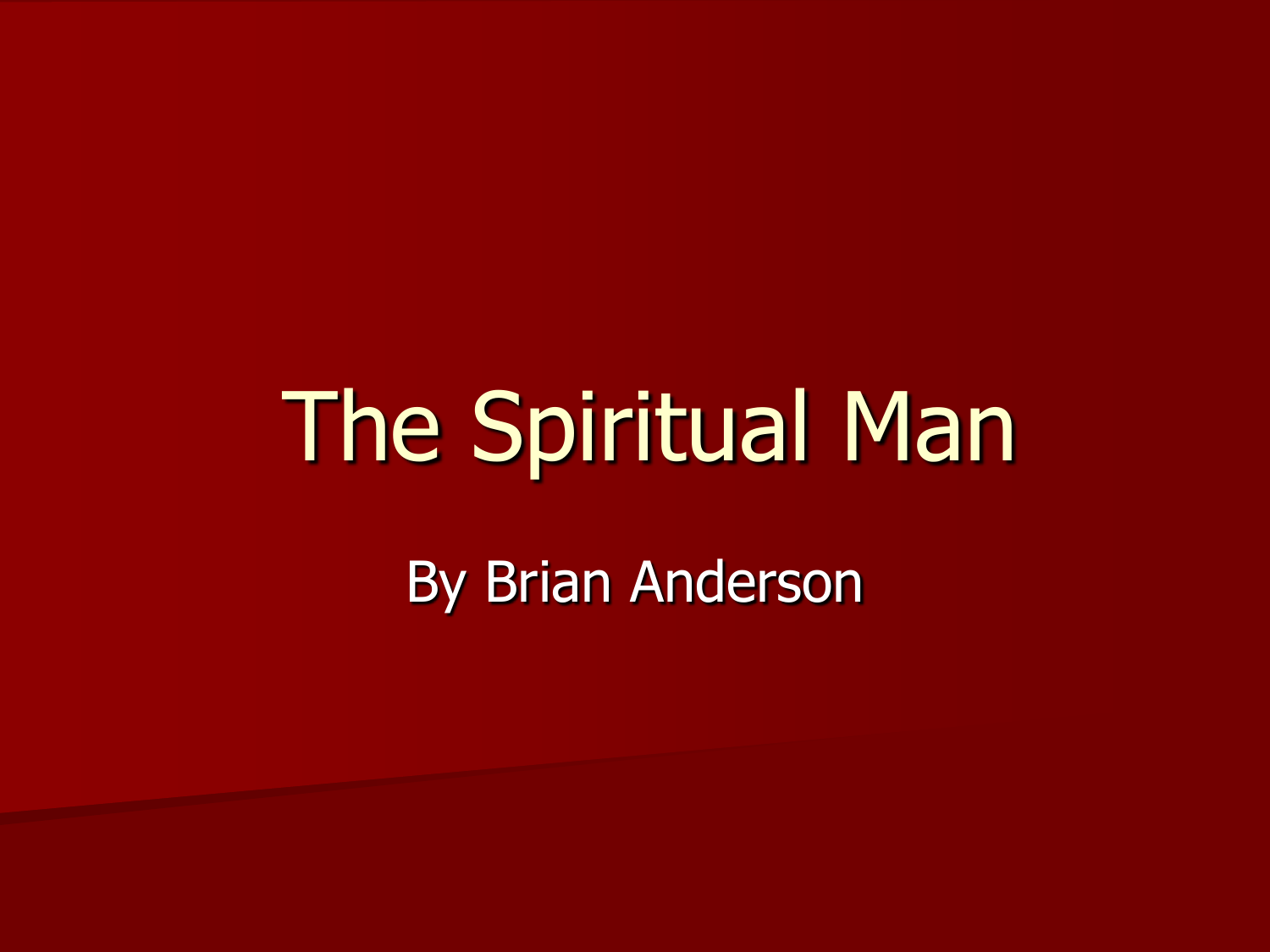# The Spiritual Man

By Brian Anderson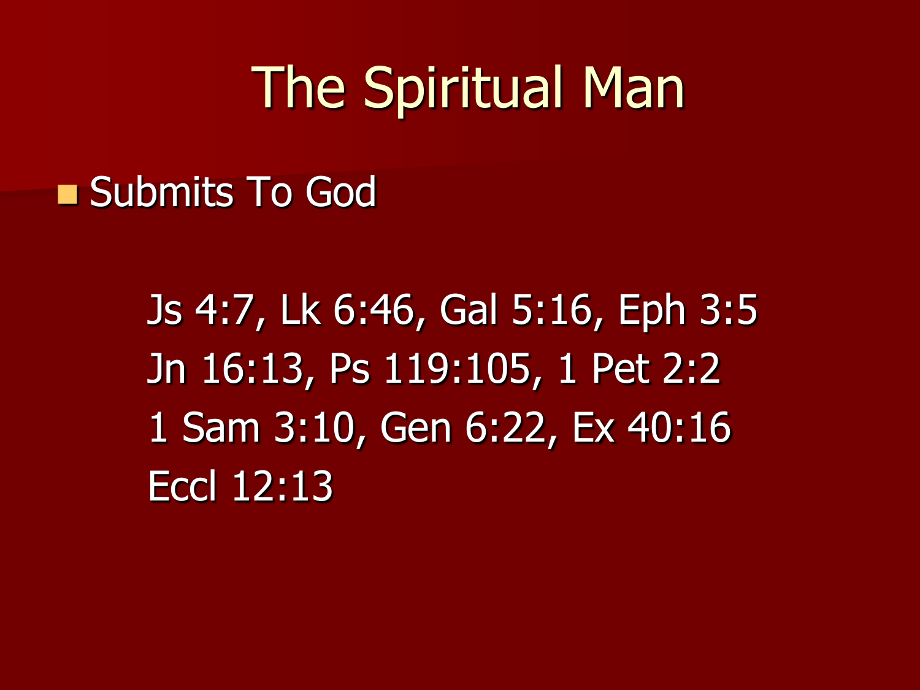# The Spiritual Man

- Submits To God

  Js 4:7, Lk 6:46, Gal 5:16, Eph 3:5
  Jn 16:13, Ps 119:105, 1 Pet 2:2
  1 Sam 3:10, Gen 6:22, Ex 40:16
  Eccl 12:13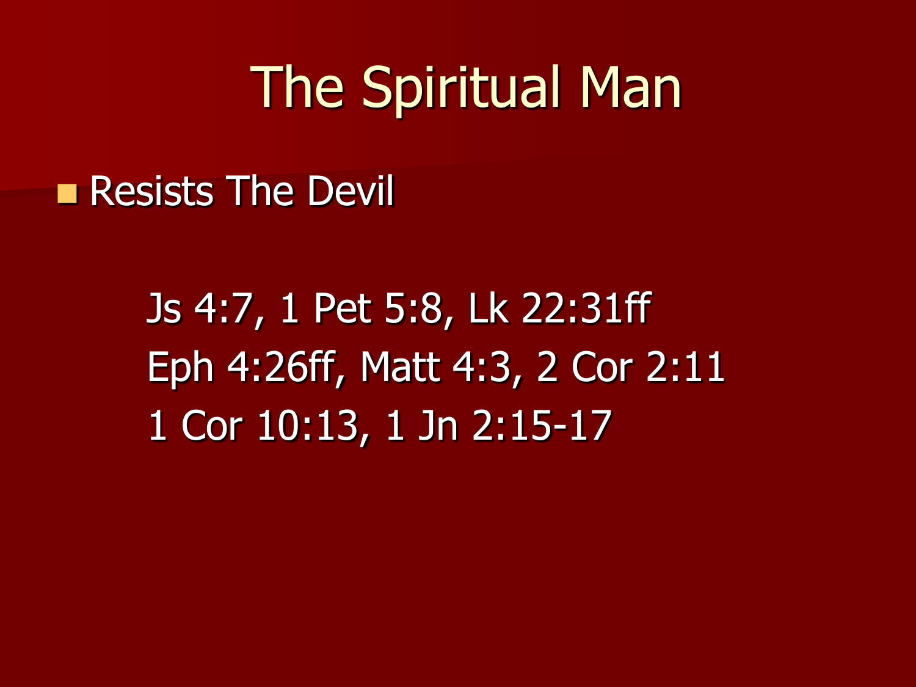# The Spiritual Man

- Resists The Devil

  Js 4:7, 1 Pet 5:8, Lk 22:31ff
  Eph 4:26ff, Matt 4:3, 2 Cor 2:11
  1 Cor 10:13, 1 Jn 2:15-17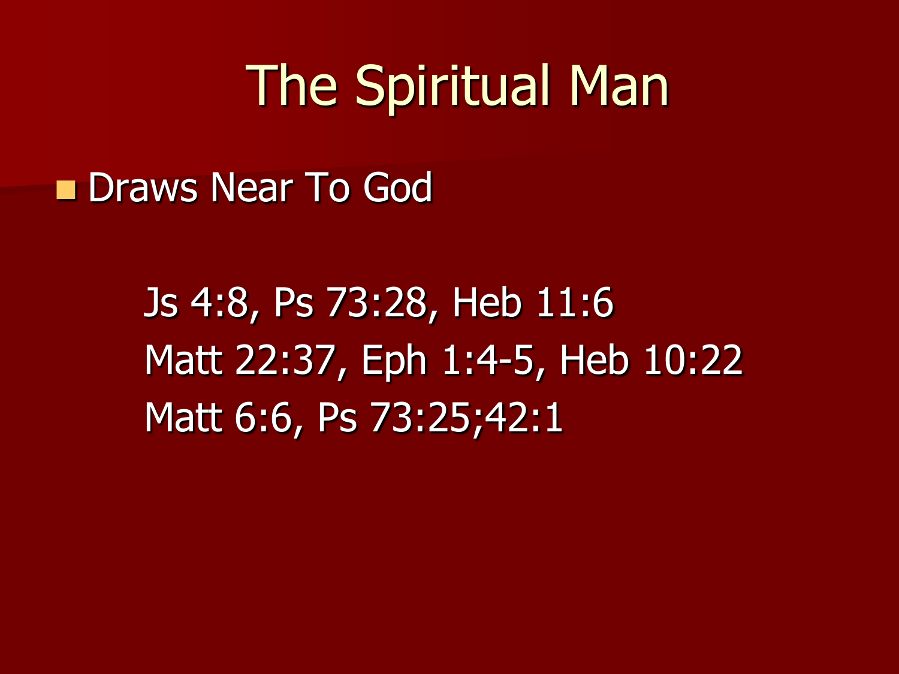# The Spiritual Man

- Draws Near To God

  Js 4:8, Ps 73:28, Heb 11:6
  Matt 22:37, Eph 1:4-5, Heb 10:22
  Matt 6:6, Ps 73:25;42:1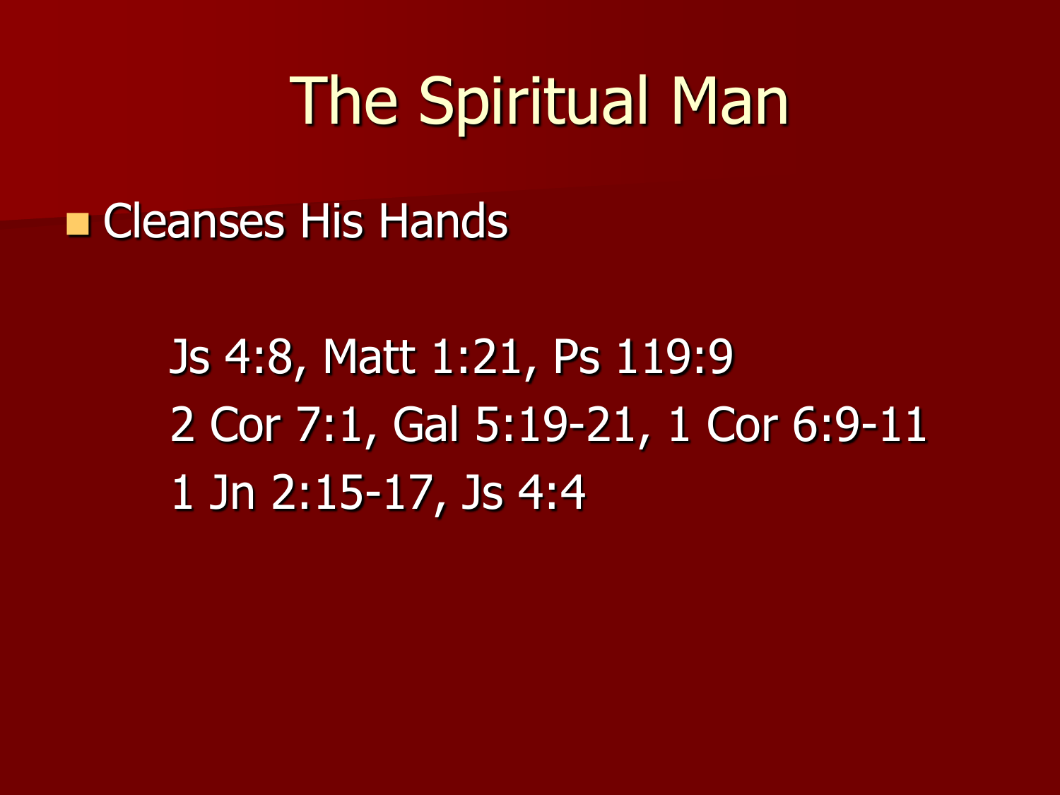# The Spiritual Man

- Cleanses His Hands

  Js 4:8, Matt 1:21, Ps 119:9
  2 Cor 7:1, Gal 5:19-21, 1 Cor 6:9-11
  1 Jn 2:15-17, Js 4:4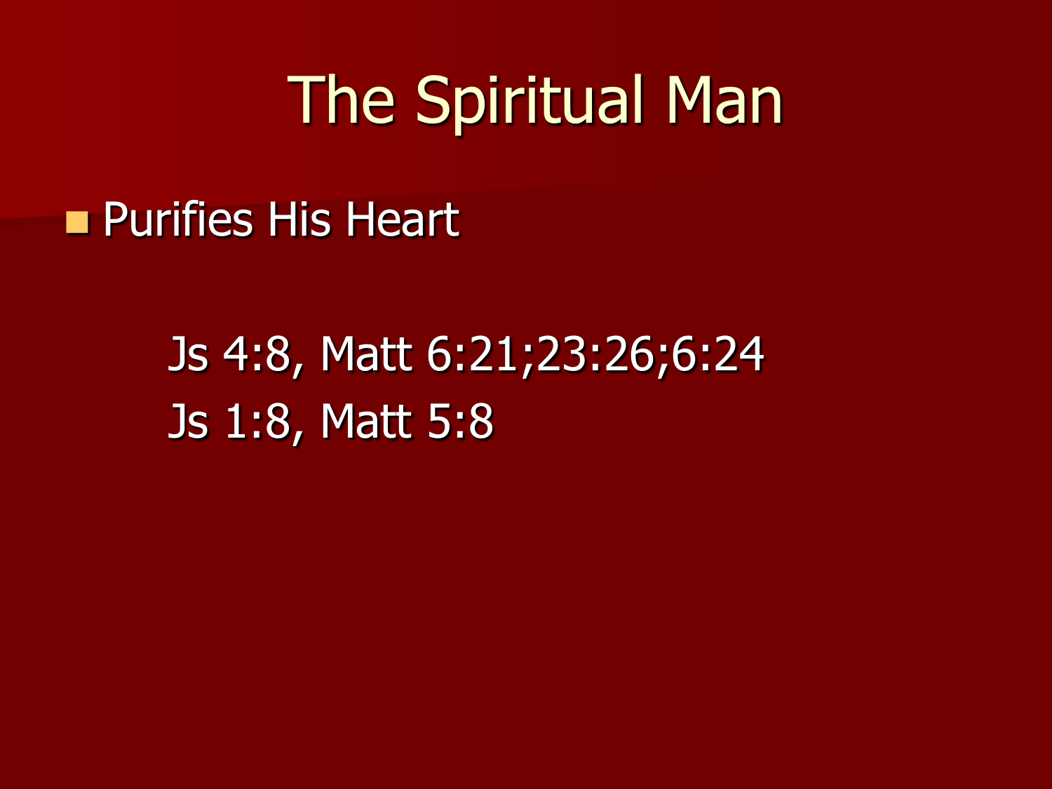# The Spiritual Man

- Purifies His Heart

  Js 4:8, Matt 6:21;23:26;6:24
  Js 1:8, Matt 5:8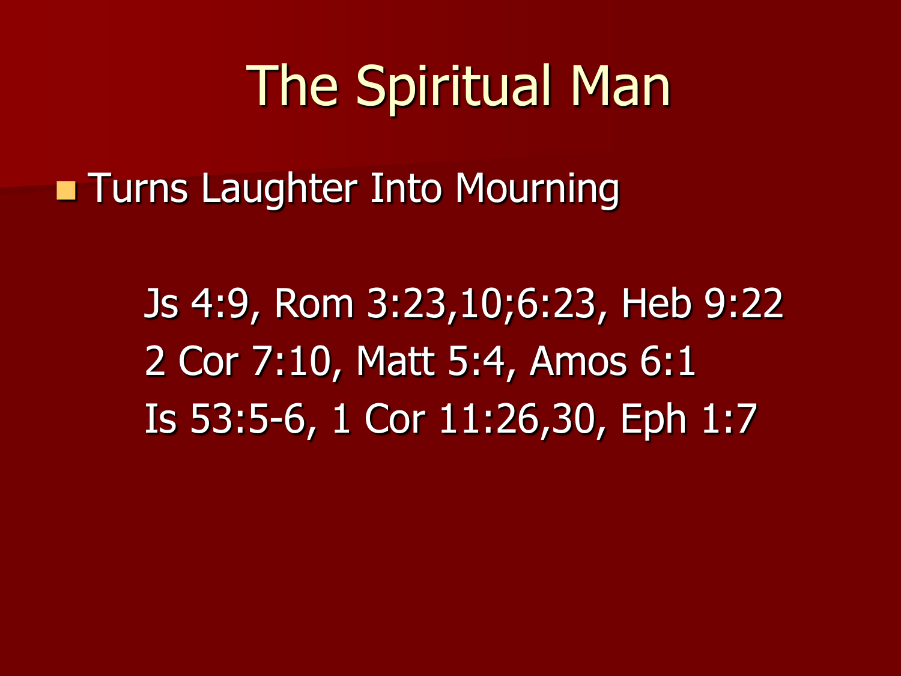# The Spiritual Man

- Turns Laughter Into Mourning

Js 4:9, Rom 3:23,10;6:23, Heb 9:22
2 Cor 7:10, Matt 5:4, Amos 6:1
Is 53:5-6, 1 Cor 11:26,30, Eph 1:7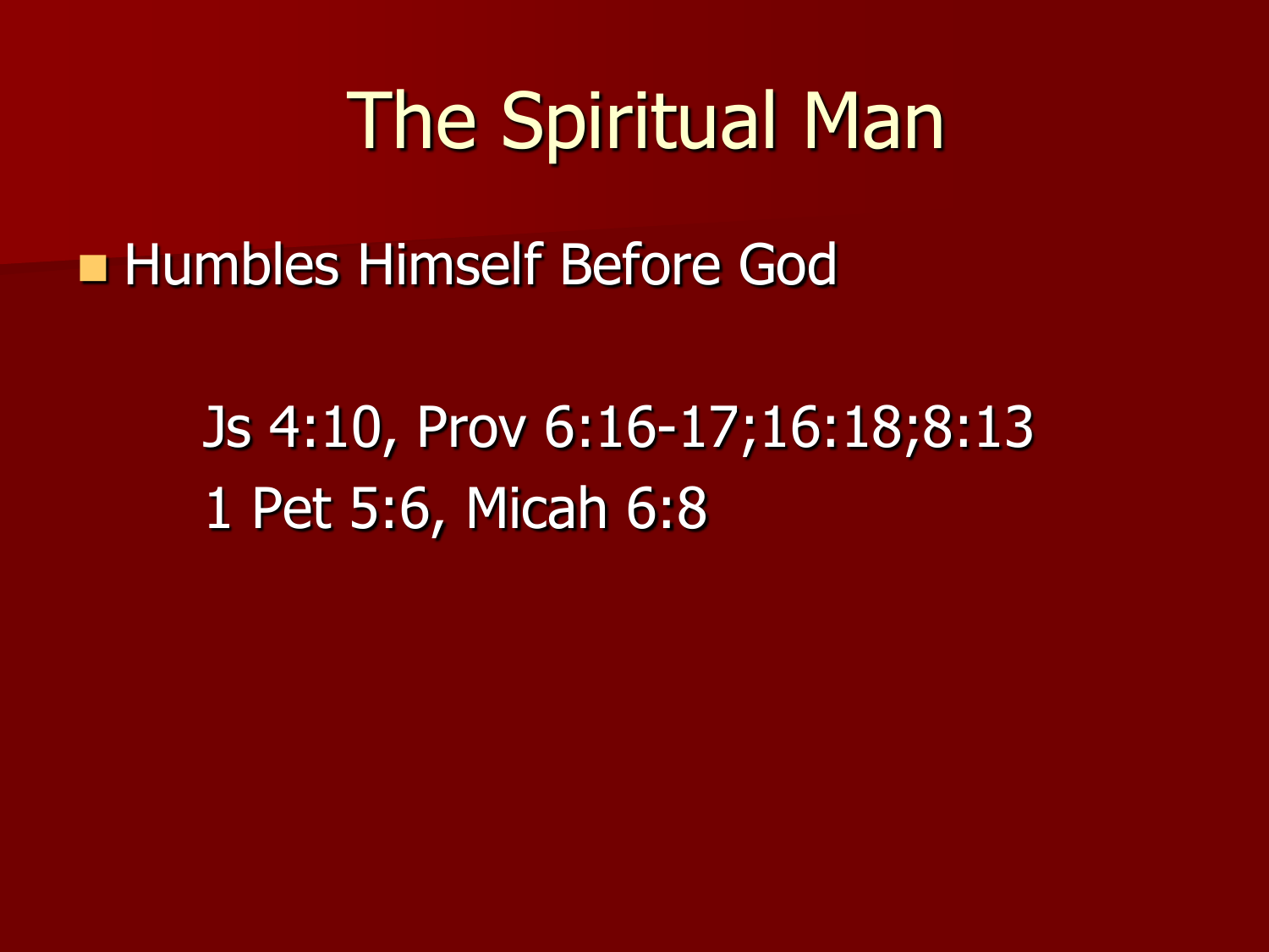# The Spiritual Man

- Humbles Himself Before God

  Js 4:10, Prov 6:16-17;16:18;8:13
  1 Pet 5:6, Micah 6:8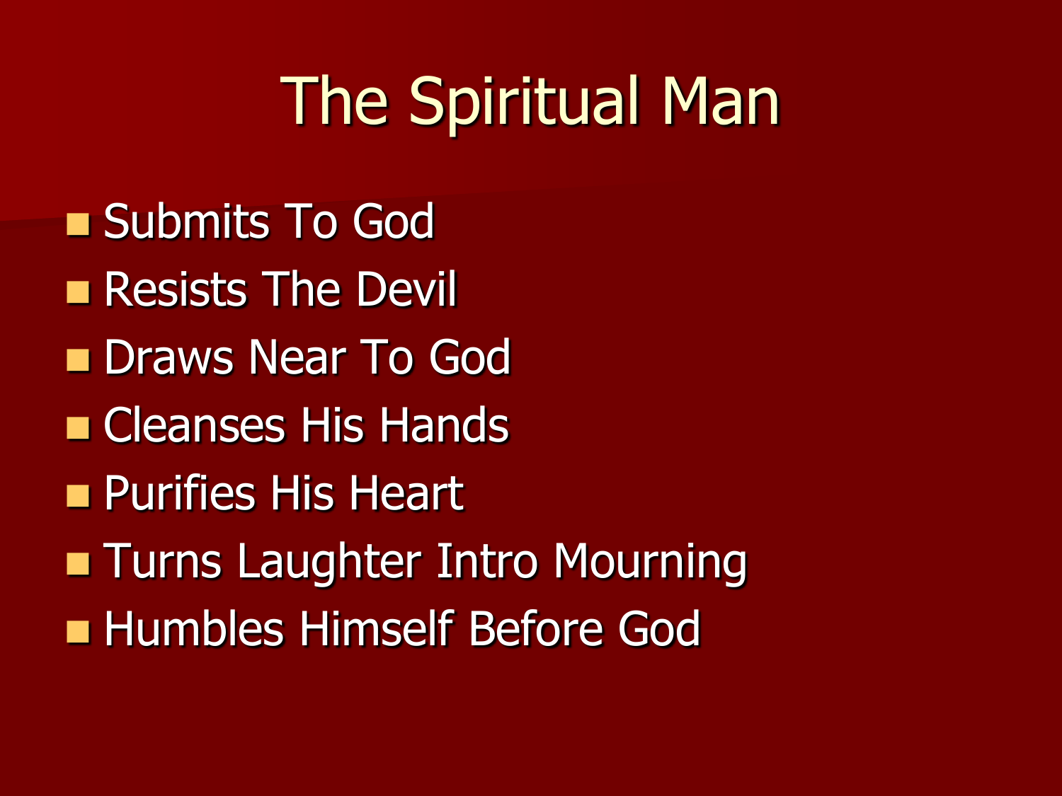# The Spiritual Man

- Submits To God
- Resists The Devil
- Draws Near To God
- Cleanses His Hands
- Purifies His Heart
- Turns Laughter Intro Mourning
- Humbles Himself Before God